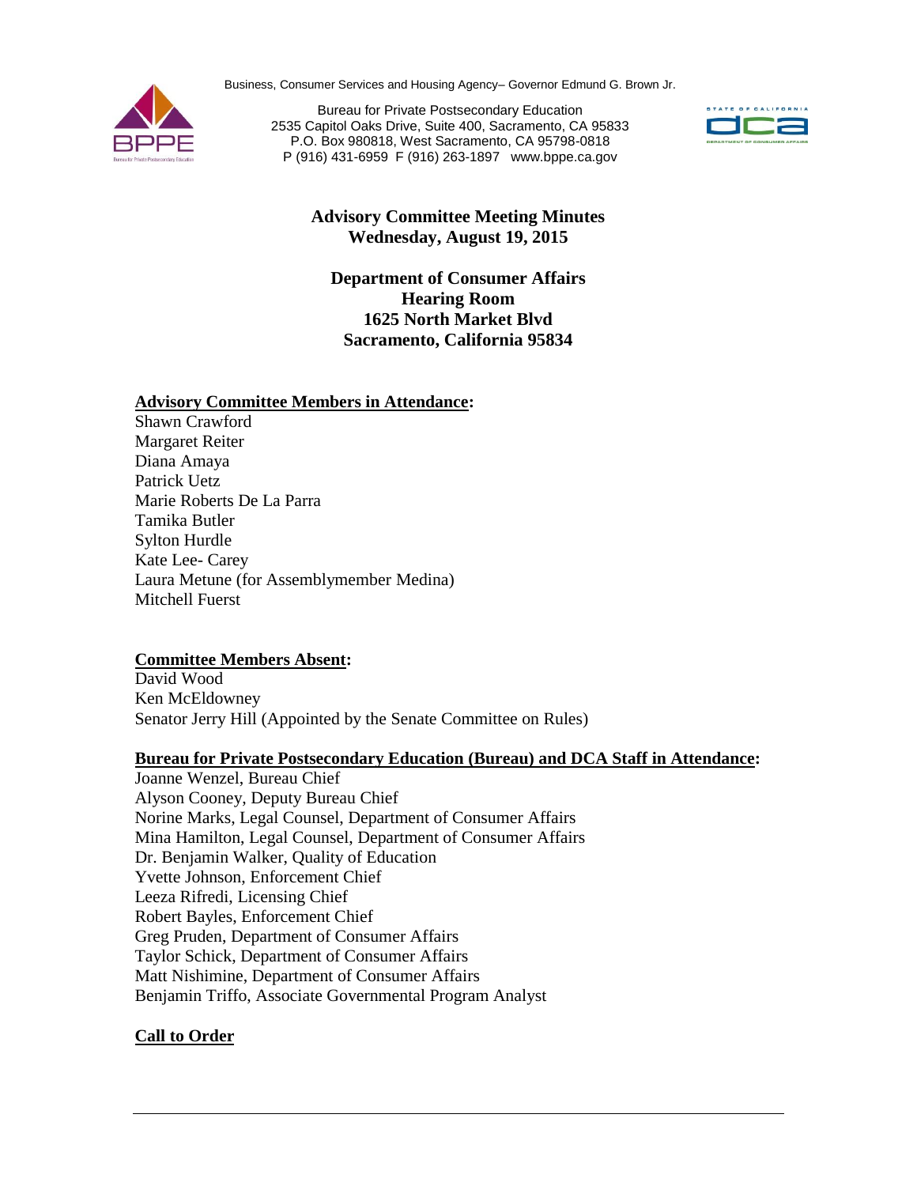Business, Consumer Services and Housing Agency– Governor Edmund G. Brown Jr.

Bureau for Private Postsecondary Education
2535 Capitol Oaks Drive, Suite 400, Sacramento, CA 95833
P.O. Box 980818, West Sacramento, CA 95798-0818
P (916) 431-6959 F (916) 263-1897 www.bppe.ca.gov

# Advisory Committee Meeting Minutes
## Wednesday, August 19, 2015

**Department of Consumer Affairs**
**Hearing Room**
**1625 North Market Blvd**
**Sacramento, California 95834**

**Advisory Committee Members in Attendance:**

Shawn Crawford
Margaret Reiter
Diana Amaya
Patrick Uetz
Marie Roberts De La Parra
Tamika Butler
Sylton Hurdle
Kate Lee- Carey
Laura Metune (for Assemblymember Medina)
Mitchell Fuerst

**Committee Members Absent:**

David Wood
Ken McEldowney
Senator Jerry Hill (Appointed by the Senate Committee on Rules)

**Bureau for Private Postsecondary Education (Bureau) and DCA Staff in Attendance:**

Joanne Wenzel, Bureau Chief
Alyson Cooney, Deputy Bureau Chief
Norine Marks, Legal Counsel, Department of Consumer Affairs
Mina Hamilton, Legal Counsel, Department of Consumer Affairs
Dr. Benjamin Walker, Quality of Education
Yvette Johnson, Enforcement Chief
Leeza Rifredi, Licensing Chief
Robert Bayles, Enforcement Chief
Greg Pruden, Department of Consumer Affairs
Taylor Schick, Department of Consumer Affairs
Matt Nishimine, Department of Consumer Affairs
Benjamin Triffo, Associate Governmental Program Analyst

**Call to Order**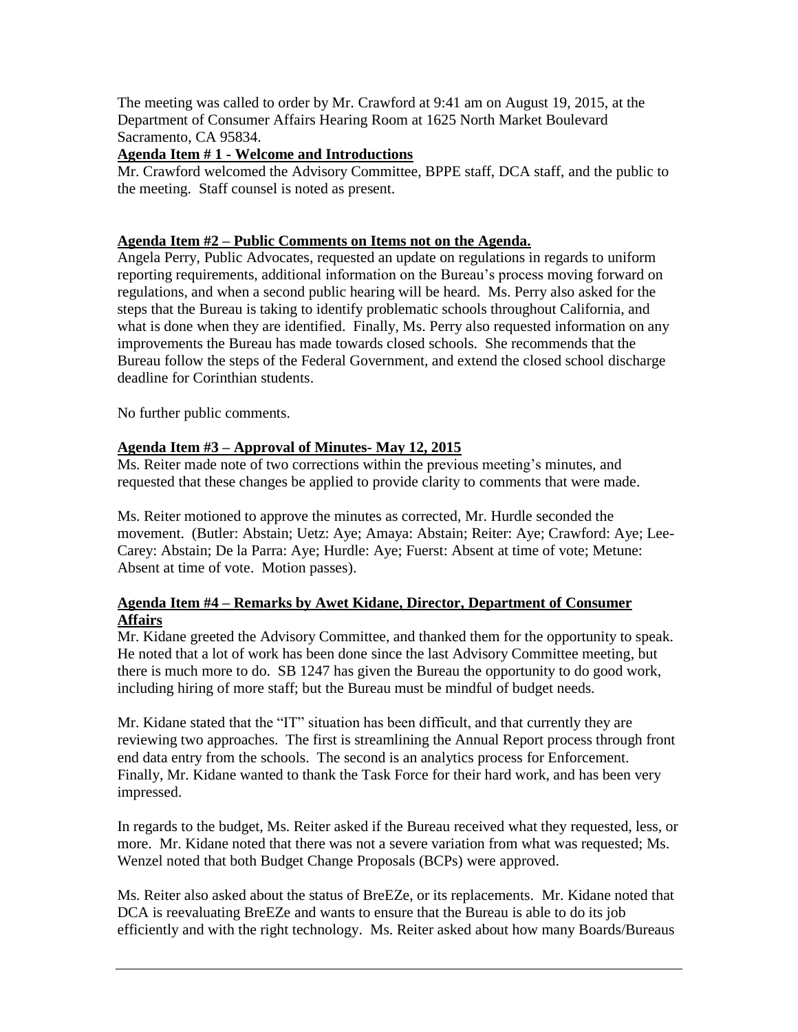The meeting was called to order by Mr. Crawford at 9:41 am on August 19, 2015, at the Department of Consumer Affairs Hearing Room at 1625 North Market Boulevard Sacramento, CA 95834.

**Agenda Item # 1 - Welcome and Introductions**

Mr. Crawford welcomed the Advisory Committee, BPPE staff, DCA staff, and the public to the meeting. Staff counsel is noted as present.

**Agenda Item #2 – Public Comments on Items not on the Agenda.**

Angela Perry, Public Advocates, requested an update on regulations in regards to uniform reporting requirements, additional information on the Bureau's process moving forward on regulations, and when a second public hearing will be heard. Ms. Perry also asked for the steps that the Bureau is taking to identify problematic schools throughout California, and what is done when they are identified. Finally, Ms. Perry also requested information on any improvements the Bureau has made towards closed schools. She recommends that the Bureau follow the steps of the Federal Government, and extend the closed school discharge deadline for Corinthian students.

No further public comments.

**Agenda Item #3 – Approval of Minutes- May 12, 2015**

Ms. Reiter made note of two corrections within the previous meeting's minutes, and requested that these changes be applied to provide clarity to comments that were made.

Ms. Reiter motioned to approve the minutes as corrected, Mr. Hurdle seconded the movement. (Butler: Abstain; Uetz: Aye; Amaya: Abstain; Reiter: Aye; Crawford: Aye; Lee-Carey: Abstain; De la Parra: Aye; Hurdle: Aye; Fuerst: Absent at time of vote; Metune: Absent at time of vote. Motion passes).

**Agenda Item #4 – Remarks by Awet Kidane, Director, Department of Consumer Affairs**

Mr. Kidane greeted the Advisory Committee, and thanked them for the opportunity to speak. He noted that a lot of work has been done since the last Advisory Committee meeting, but there is much more to do. SB 1247 has given the Bureau the opportunity to do good work, including hiring of more staff; but the Bureau must be mindful of budget needs.

Mr. Kidane stated that the "IT" situation has been difficult, and that currently they are reviewing two approaches. The first is streamlining the Annual Report process through front end data entry from the schools. The second is an analytics process for Enforcement. Finally, Mr. Kidane wanted to thank the Task Force for their hard work, and has been very impressed.

In regards to the budget, Ms. Reiter asked if the Bureau received what they requested, less, or more. Mr. Kidane noted that there was not a severe variation from what was requested; Ms. Wenzel noted that both Budget Change Proposals (BCPs) were approved.

Ms. Reiter also asked about the status of BreEZe, or its replacements. Mr. Kidane noted that DCA is reevaluating BreEZe and wants to ensure that the Bureau is able to do its job efficiently and with the right technology. Ms. Reiter asked about how many Boards/Bureaus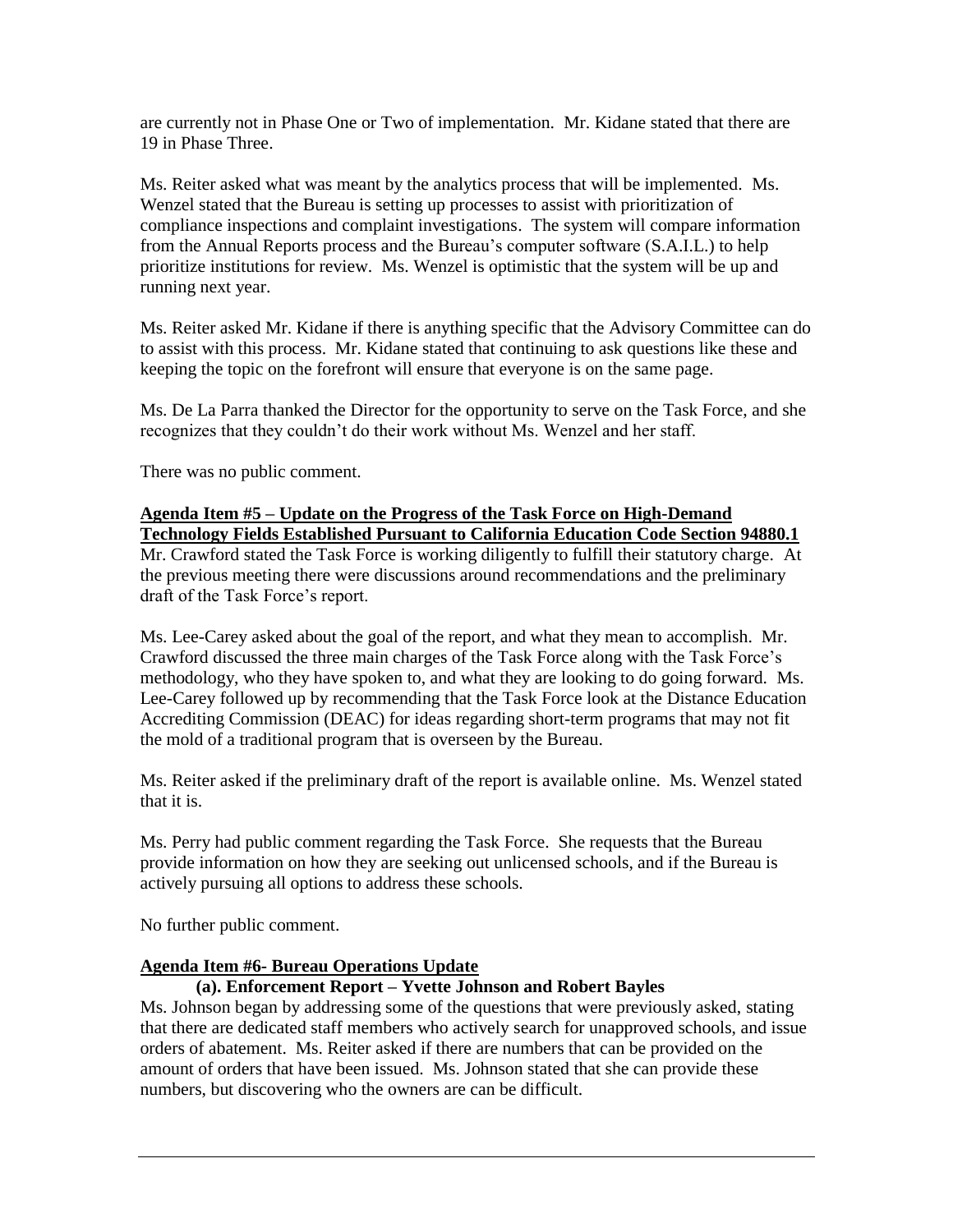are currently not in Phase One or Two of implementation. Mr. Kidane stated that there are 19 in Phase Three.

Ms. Reiter asked what was meant by the analytics process that will be implemented. Ms. Wenzel stated that the Bureau is setting up processes to assist with prioritization of compliance inspections and complaint investigations. The system will compare information from the Annual Reports process and the Bureau's computer software (S.A.I.L.) to help prioritize institutions for review. Ms. Wenzel is optimistic that the system will be up and running next year.

Ms. Reiter asked Mr. Kidane if there is anything specific that the Advisory Committee can do to assist with this process. Mr. Kidane stated that continuing to ask questions like these and keeping the topic on the forefront will ensure that everyone is on the same page.

Ms. De La Parra thanked the Director for the opportunity to serve on the Task Force, and she recognizes that they couldn't do their work without Ms. Wenzel and her staff.

There was no public comment.

**Agenda Item #5 – Update on the Progress of the Task Force on High-Demand Technology Fields Established Pursuant to California Education Code Section 94880.1**

Mr. Crawford stated the Task Force is working diligently to fulfill their statutory charge. At the previous meeting there were discussions around recommendations and the preliminary draft of the Task Force's report.

Ms. Lee-Carey asked about the goal of the report, and what they mean to accomplish. Mr. Crawford discussed the three main charges of the Task Force along with the Task Force's methodology, who they have spoken to, and what they are looking to do going forward. Ms. Lee-Carey followed up by recommending that the Task Force look at the Distance Education Accrediting Commission (DEAC) for ideas regarding short-term programs that may not fit the mold of a traditional program that is overseen by the Bureau.

Ms. Reiter asked if the preliminary draft of the report is available online. Ms. Wenzel stated that it is.

Ms. Perry had public comment regarding the Task Force. She requests that the Bureau provide information on how they are seeking out unlicensed schools, and if the Bureau is actively pursuing all options to address these schools.

No further public comment.

**Agenda Item #6- Bureau Operations Update**

**(a). Enforcement Report – Yvette Johnson and Robert Bayles**

Ms. Johnson began by addressing some of the questions that were previously asked, stating that there are dedicated staff members who actively search for unapproved schools, and issue orders of abatement. Ms. Reiter asked if there are numbers that can be provided on the amount of orders that have been issued. Ms. Johnson stated that she can provide these numbers, but discovering who the owners are can be difficult.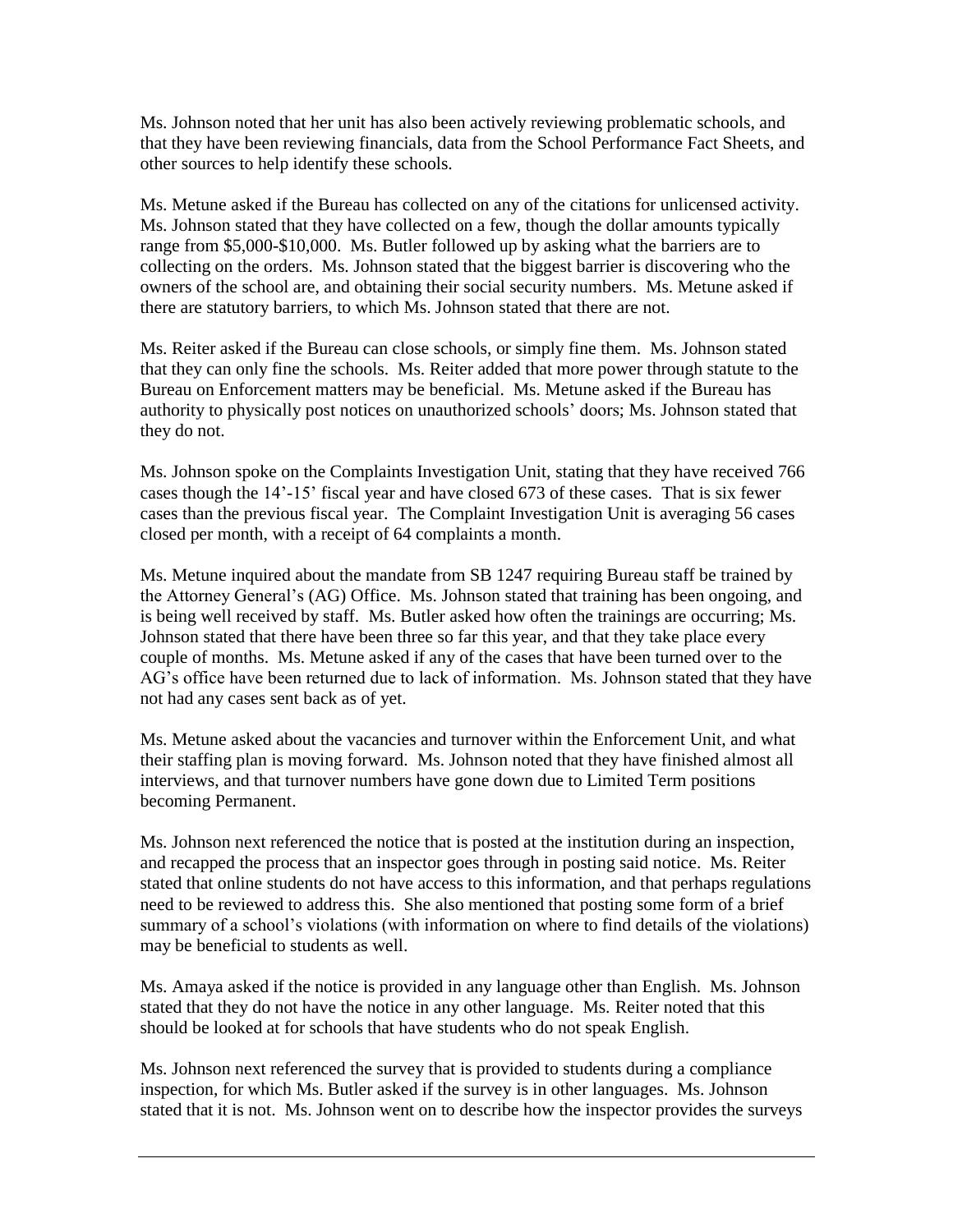Ms. Johnson noted that her unit has also been actively reviewing problematic schools, and that they have been reviewing financials, data from the School Performance Fact Sheets, and other sources to help identify these schools.

Ms. Metune asked if the Bureau has collected on any of the citations for unlicensed activity. Ms. Johnson stated that they have collected on a few, though the dollar amounts typically range from $5,000-$10,000. Ms. Butler followed up by asking what the barriers are to collecting on the orders. Ms. Johnson stated that the biggest barrier is discovering who the owners of the school are, and obtaining their social security numbers. Ms. Metune asked if there are statutory barriers, to which Ms. Johnson stated that there are not.

Ms. Reiter asked if the Bureau can close schools, or simply fine them. Ms. Johnson stated that they can only fine the schools. Ms. Reiter added that more power through statute to the Bureau on Enforcement matters may be beneficial. Ms. Metune asked if the Bureau has authority to physically post notices on unauthorized schools' doors; Ms. Johnson stated that they do not.

Ms. Johnson spoke on the Complaints Investigation Unit, stating that they have received 766 cases though the 14'-15' fiscal year and have closed 673 of these cases. That is six fewer cases than the previous fiscal year. The Complaint Investigation Unit is averaging 56 cases closed per month, with a receipt of 64 complaints a month.

Ms. Metune inquired about the mandate from SB 1247 requiring Bureau staff be trained by the Attorney General's (AG) Office. Ms. Johnson stated that training has been ongoing, and is being well received by staff. Ms. Butler asked how often the trainings are occurring; Ms. Johnson stated that there have been three so far this year, and that they take place every couple of months. Ms. Metune asked if any of the cases that have been turned over to the AG's office have been returned due to lack of information. Ms. Johnson stated that they have not had any cases sent back as of yet.

Ms. Metune asked about the vacancies and turnover within the Enforcement Unit, and what their staffing plan is moving forward. Ms. Johnson noted that they have finished almost all interviews, and that turnover numbers have gone down due to Limited Term positions becoming Permanent.

Ms. Johnson next referenced the notice that is posted at the institution during an inspection, and recapped the process that an inspector goes through in posting said notice. Ms. Reiter stated that online students do not have access to this information, and that perhaps regulations need to be reviewed to address this. She also mentioned that posting some form of a brief summary of a school's violations (with information on where to find details of the violations) may be beneficial to students as well.

Ms. Amaya asked if the notice is provided in any language other than English. Ms. Johnson stated that they do not have the notice in any other language. Ms. Reiter noted that this should be looked at for schools that have students who do not speak English.

Ms. Johnson next referenced the survey that is provided to students during a compliance inspection, for which Ms. Butler asked if the survey is in other languages. Ms. Johnson stated that it is not. Ms. Johnson went on to describe how the inspector provides the surveys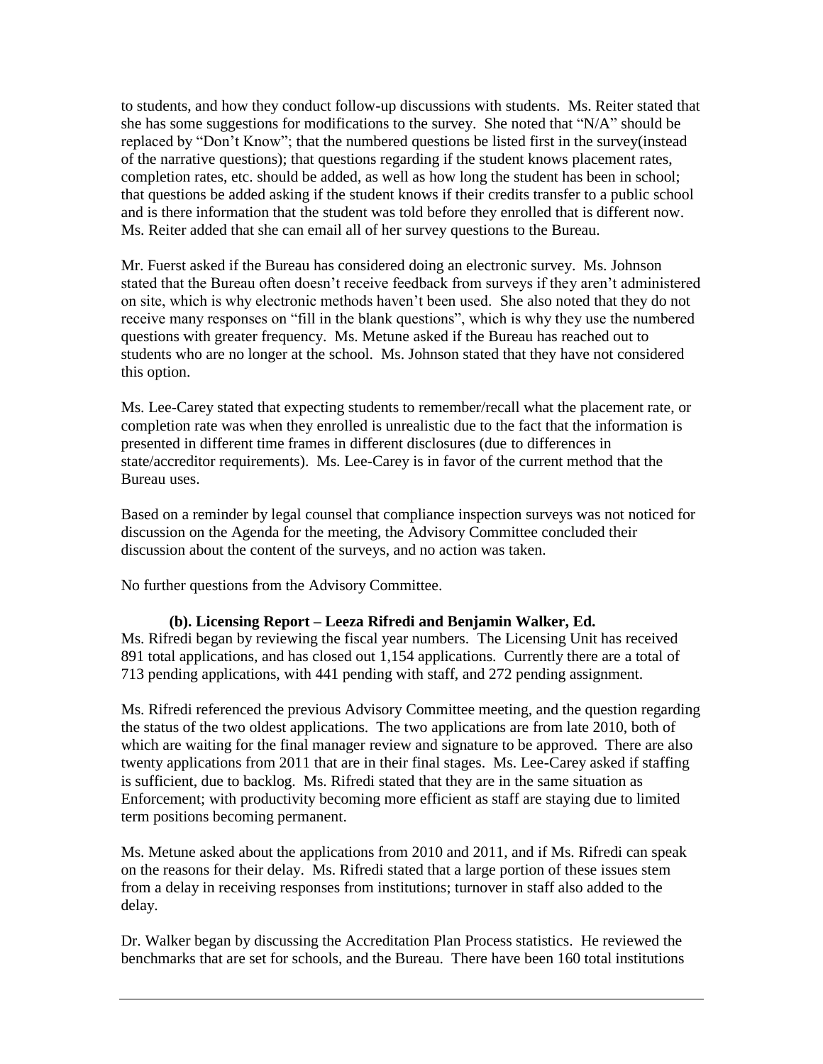to students, and how they conduct follow-up discussions with students. Ms. Reiter stated that she has some suggestions for modifications to the survey. She noted that "N/A" should be replaced by "Don't Know"; that the numbered questions be listed first in the survey(instead of the narrative questions); that questions regarding if the student knows placement rates, completion rates, etc. should be added, as well as how long the student has been in school; that questions be added asking if the student knows if their credits transfer to a public school and is there information that the student was told before they enrolled that is different now. Ms. Reiter added that she can email all of her survey questions to the Bureau.

Mr. Fuerst asked if the Bureau has considered doing an electronic survey. Ms. Johnson stated that the Bureau often doesn't receive feedback from surveys if they aren't administered on site, which is why electronic methods haven't been used. She also noted that they do not receive many responses on "fill in the blank questions", which is why they use the numbered questions with greater frequency. Ms. Metune asked if the Bureau has reached out to students who are no longer at the school. Ms. Johnson stated that they have not considered this option.

Ms. Lee-Carey stated that expecting students to remember/recall what the placement rate, or completion rate was when they enrolled is unrealistic due to the fact that the information is presented in different time frames in different disclosures (due to differences in state/accreditor requirements). Ms. Lee-Carey is in favor of the current method that the Bureau uses.

Based on a reminder by legal counsel that compliance inspection surveys was not noticed for discussion on the Agenda for the meeting, the Advisory Committee concluded their discussion about the content of the surveys, and no action was taken.

No further questions from the Advisory Committee.

**(b). Licensing Report – Leeza Rifredi and Benjamin Walker, Ed.**

Ms. Rifredi began by reviewing the fiscal year numbers. The Licensing Unit has received 891 total applications, and has closed out 1,154 applications. Currently there are a total of 713 pending applications, with 441 pending with staff, and 272 pending assignment.

Ms. Rifredi referenced the previous Advisory Committee meeting, and the question regarding the status of the two oldest applications. The two applications are from late 2010, both of which are waiting for the final manager review and signature to be approved. There are also twenty applications from 2011 that are in their final stages. Ms. Lee-Carey asked if staffing is sufficient, due to backlog. Ms. Rifredi stated that they are in the same situation as Enforcement; with productivity becoming more efficient as staff are staying due to limited term positions becoming permanent.

Ms. Metune asked about the applications from 2010 and 2011, and if Ms. Rifredi can speak on the reasons for their delay. Ms. Rifredi stated that a large portion of these issues stem from a delay in receiving responses from institutions; turnover in staff also added to the delay.

Dr. Walker began by discussing the Accreditation Plan Process statistics. He reviewed the benchmarks that are set for schools, and the Bureau. There have been 160 total institutions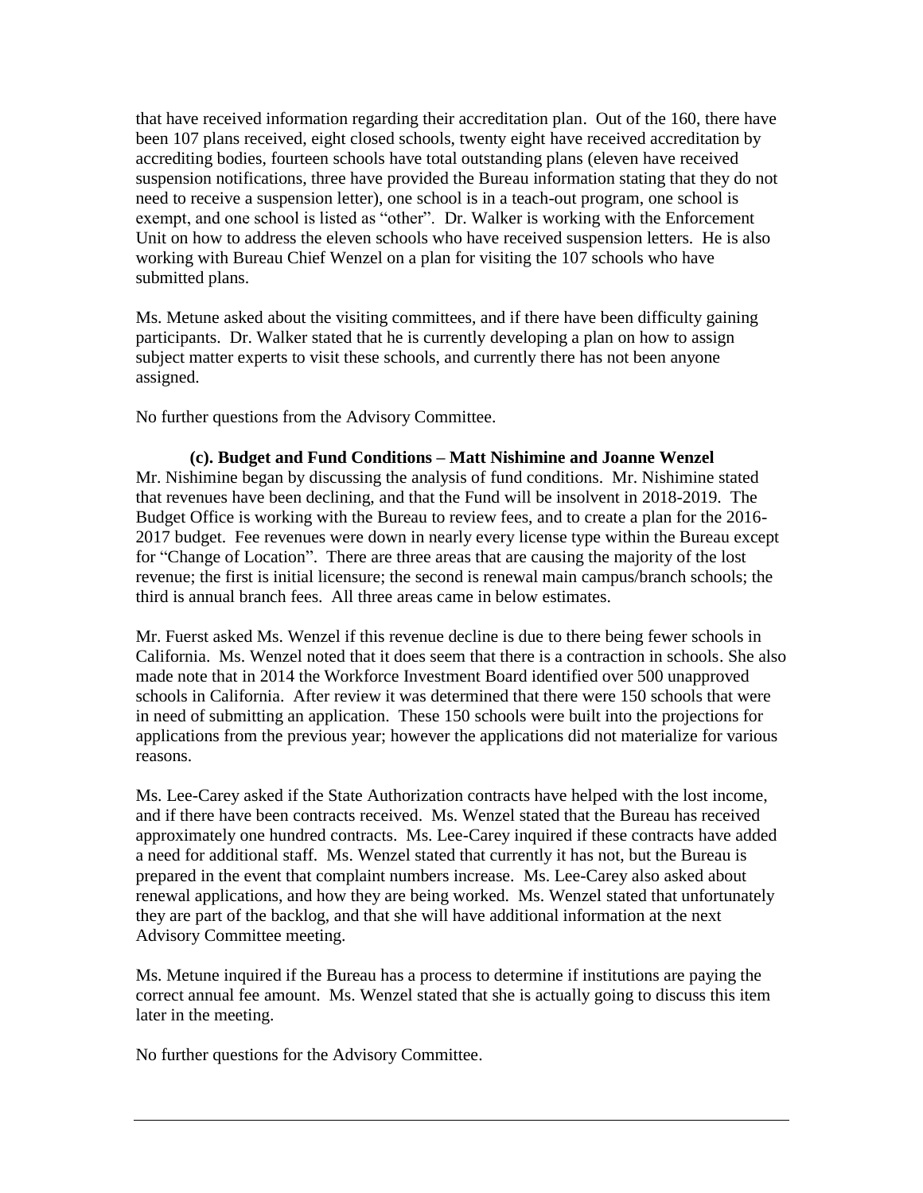that have received information regarding their accreditation plan. Out of the 160, there have been 107 plans received, eight closed schools, twenty eight have received accreditation by accrediting bodies, fourteen schools have total outstanding plans (eleven have received suspension notifications, three have provided the Bureau information stating that they do not need to receive a suspension letter), one school is in a teach-out program, one school is exempt, and one school is listed as "other". Dr. Walker is working with the Enforcement Unit on how to address the eleven schools who have received suspension letters. He is also working with Bureau Chief Wenzel on a plan for visiting the 107 schools who have submitted plans.

Ms. Metune asked about the visiting committees, and if there have been difficulty gaining participants. Dr. Walker stated that he is currently developing a plan on how to assign subject matter experts to visit these schools, and currently there has not been anyone assigned.

No further questions from the Advisory Committee.

**(c). Budget and Fund Conditions – Matt Nishimine and Joanne Wenzel**

Mr. Nishimine began by discussing the analysis of fund conditions. Mr. Nishimine stated that revenues have been declining, and that the Fund will be insolvent in 2018-2019. The Budget Office is working with the Bureau to review fees, and to create a plan for the 2016-2017 budget. Fee revenues were down in nearly every license type within the Bureau except for "Change of Location". There are three areas that are causing the majority of the lost revenue; the first is initial licensure; the second is renewal main campus/branch schools; the third is annual branch fees. All three areas came in below estimates.

Mr. Fuerst asked Ms. Wenzel if this revenue decline is due to there being fewer schools in California. Ms. Wenzel noted that it does seem that there is a contraction in schools. She also made note that in 2014 the Workforce Investment Board identified over 500 unapproved schools in California. After review it was determined that there were 150 schools that were in need of submitting an application. These 150 schools were built into the projections for applications from the previous year; however the applications did not materialize for various reasons.

Ms. Lee-Carey asked if the State Authorization contracts have helped with the lost income, and if there have been contracts received. Ms. Wenzel stated that the Bureau has received approximately one hundred contracts. Ms. Lee-Carey inquired if these contracts have added a need for additional staff. Ms. Wenzel stated that currently it has not, but the Bureau is prepared in the event that complaint numbers increase. Ms. Lee-Carey also asked about renewal applications, and how they are being worked. Ms. Wenzel stated that unfortunately they are part of the backlog, and that she will have additional information at the next Advisory Committee meeting.

Ms. Metune inquired if the Bureau has a process to determine if institutions are paying the correct annual fee amount. Ms. Wenzel stated that she is actually going to discuss this item later in the meeting.

No further questions for the Advisory Committee.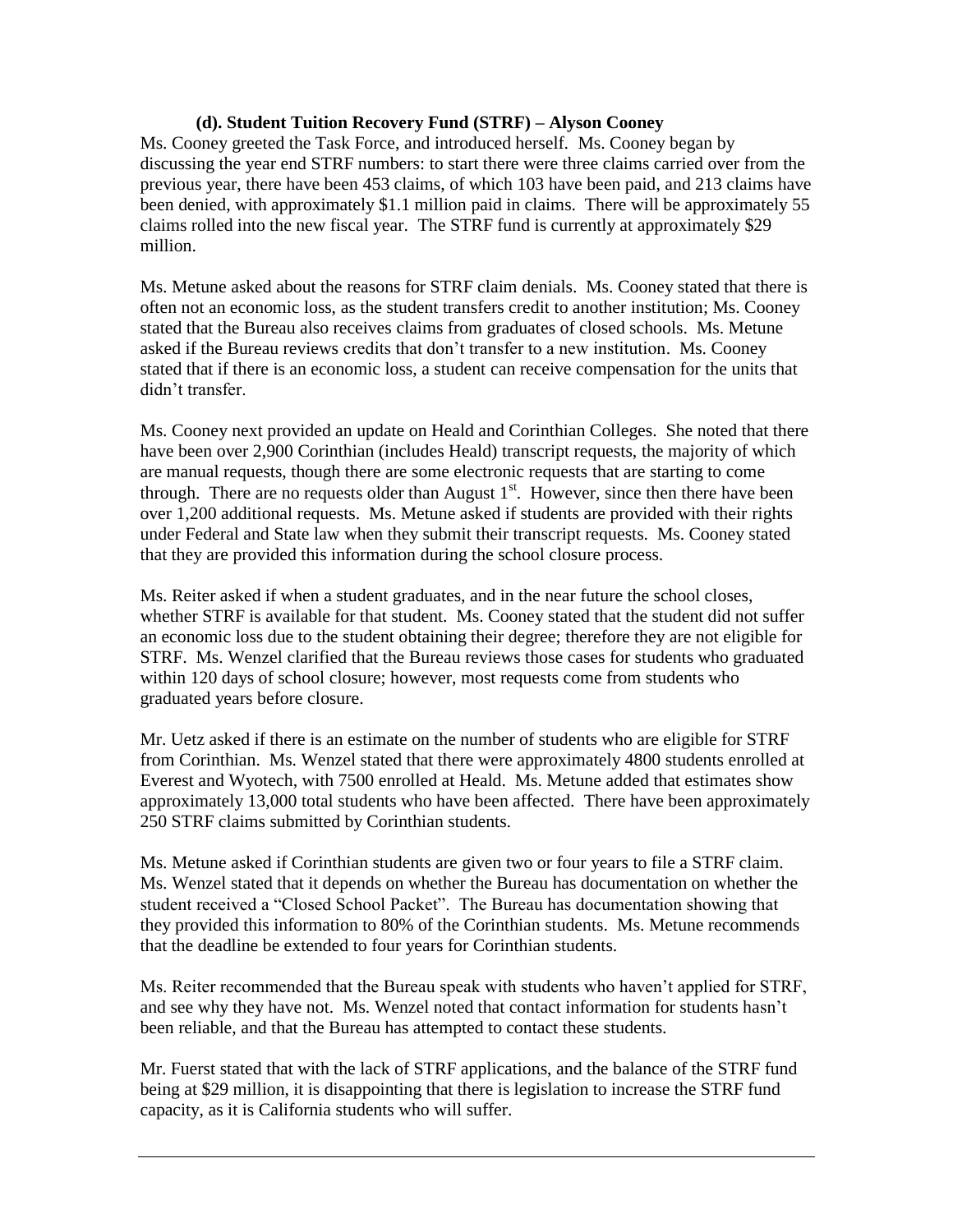**(d). Student Tuition Recovery Fund (STRF) – Alyson Cooney**

Ms. Cooney greeted the Task Force, and introduced herself. Ms. Cooney began by discussing the year end STRF numbers: to start there were three claims carried over from the previous year, there have been 453 claims, of which 103 have been paid, and 213 claims have been denied, with approximately $1.1 million paid in claims. There will be approximately 55 claims rolled into the new fiscal year. The STRF fund is currently at approximately $29 million.

Ms. Metune asked about the reasons for STRF claim denials. Ms. Cooney stated that there is often not an economic loss, as the student transfers credit to another institution; Ms. Cooney stated that the Bureau also receives claims from graduates of closed schools. Ms. Metune asked if the Bureau reviews credits that don't transfer to a new institution. Ms. Cooney stated that if there is an economic loss, a student can receive compensation for the units that didn't transfer.

Ms. Cooney next provided an update on Heald and Corinthian Colleges. She noted that there have been over 2,900 Corinthian (includes Heald) transcript requests, the majority of which are manual requests, though there are some electronic requests that are starting to come through. There are no requests older than August 1st. However, since then there have been over 1,200 additional requests. Ms. Metune asked if students are provided with their rights under Federal and State law when they submit their transcript requests. Ms. Cooney stated that they are provided this information during the school closure process.

Ms. Reiter asked if when a student graduates, and in the near future the school closes, whether STRF is available for that student. Ms. Cooney stated that the student did not suffer an economic loss due to the student obtaining their degree; therefore they are not eligible for STRF. Ms. Wenzel clarified that the Bureau reviews those cases for students who graduated within 120 days of school closure; however, most requests come from students who graduated years before closure.

Mr. Uetz asked if there is an estimate on the number of students who are eligible for STRF from Corinthian. Ms. Wenzel stated that there were approximately 4800 students enrolled at Everest and Wyotech, with 7500 enrolled at Heald. Ms. Metune added that estimates show approximately 13,000 total students who have been affected. There have been approximately 250 STRF claims submitted by Corinthian students.

Ms. Metune asked if Corinthian students are given two or four years to file a STRF claim. Ms. Wenzel stated that it depends on whether the Bureau has documentation on whether the student received a "Closed School Packet". The Bureau has documentation showing that they provided this information to 80% of the Corinthian students. Ms. Metune recommends that the deadline be extended to four years for Corinthian students.

Ms. Reiter recommended that the Bureau speak with students who haven't applied for STRF, and see why they have not. Ms. Wenzel noted that contact information for students hasn't been reliable, and that the Bureau has attempted to contact these students.

Mr. Fuerst stated that with the lack of STRF applications, and the balance of the STRF fund being at $29 million, it is disappointing that there is legislation to increase the STRF fund capacity, as it is California students who will suffer.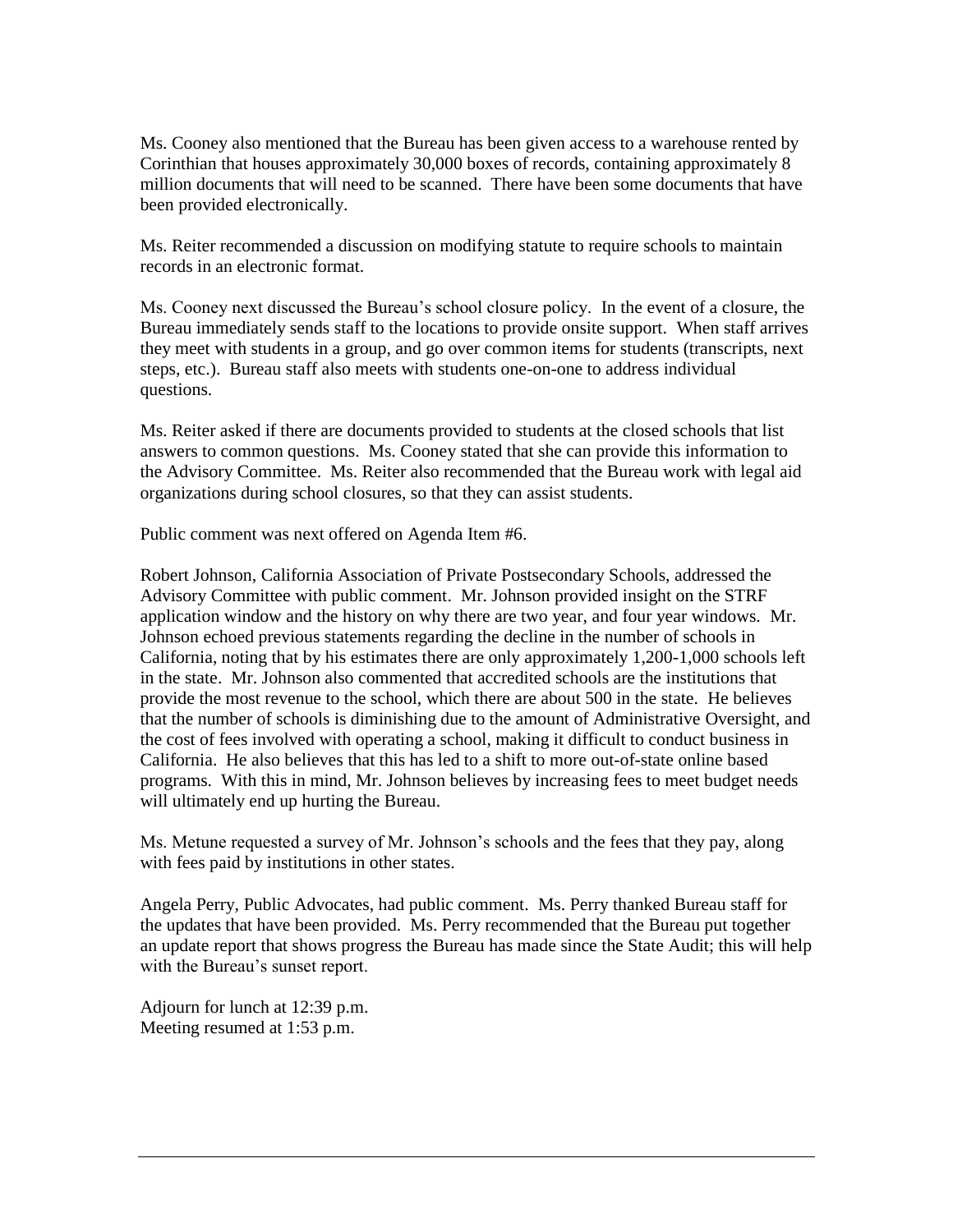Ms. Cooney also mentioned that the Bureau has been given access to a warehouse rented by Corinthian that houses approximately 30,000 boxes of records, containing approximately 8 million documents that will need to be scanned. There have been some documents that have been provided electronically.

Ms. Reiter recommended a discussion on modifying statute to require schools to maintain records in an electronic format.

Ms. Cooney next discussed the Bureau's school closure policy. In the event of a closure, the Bureau immediately sends staff to the locations to provide onsite support. When staff arrives they meet with students in a group, and go over common items for students (transcripts, next steps, etc.). Bureau staff also meets with students one-on-one to address individual questions.

Ms. Reiter asked if there are documents provided to students at the closed schools that list answers to common questions. Ms. Cooney stated that she can provide this information to the Advisory Committee. Ms. Reiter also recommended that the Bureau work with legal aid organizations during school closures, so that they can assist students.

Public comment was next offered on Agenda Item #6.

Robert Johnson, California Association of Private Postsecondary Schools, addressed the Advisory Committee with public comment. Mr. Johnson provided insight on the STRF application window and the history on why there are two year, and four year windows. Mr. Johnson echoed previous statements regarding the decline in the number of schools in California, noting that by his estimates there are only approximately 1,200-1,000 schools left in the state. Mr. Johnson also commented that accredited schools are the institutions that provide the most revenue to the school, which there are about 500 in the state. He believes that the number of schools is diminishing due to the amount of Administrative Oversight, and the cost of fees involved with operating a school, making it difficult to conduct business in California. He also believes that this has led to a shift to more out-of-state online based programs. With this in mind, Mr. Johnson believes by increasing fees to meet budget needs will ultimately end up hurting the Bureau.

Ms. Metune requested a survey of Mr. Johnson's schools and the fees that they pay, along with fees paid by institutions in other states.

Angela Perry, Public Advocates, had public comment. Ms. Perry thanked Bureau staff for the updates that have been provided. Ms. Perry recommended that the Bureau put together an update report that shows progress the Bureau has made since the State Audit; this will help with the Bureau's sunset report.

Adjourn for lunch at 12:39 p.m.
Meeting resumed at 1:53 p.m.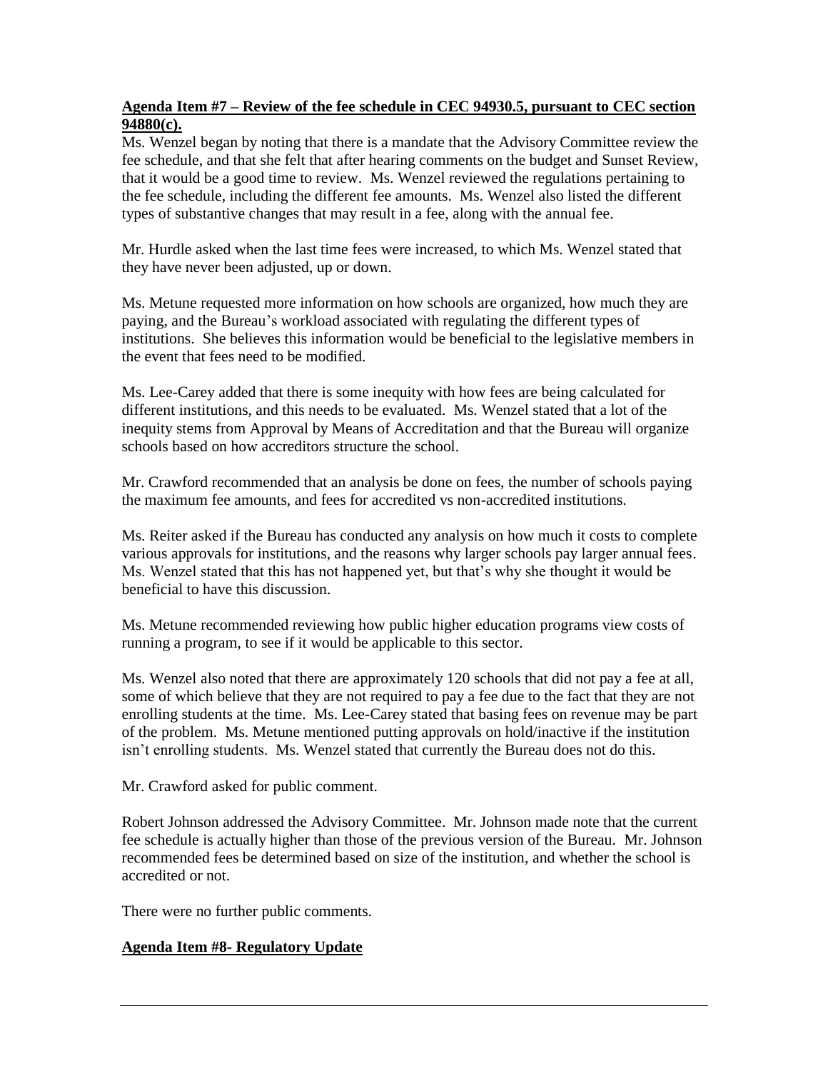**Agenda Item #7 – Review of the fee schedule in CEC 94930.5, pursuant to CEC section 94880(c).**

Ms. Wenzel began by noting that there is a mandate that the Advisory Committee review the fee schedule, and that she felt that after hearing comments on the budget and Sunset Review, that it would be a good time to review. Ms. Wenzel reviewed the regulations pertaining to the fee schedule, including the different fee amounts. Ms. Wenzel also listed the different types of substantive changes that may result in a fee, along with the annual fee.

Mr. Hurdle asked when the last time fees were increased, to which Ms. Wenzel stated that they have never been adjusted, up or down.

Ms. Metune requested more information on how schools are organized, how much they are paying, and the Bureau's workload associated with regulating the different types of institutions. She believes this information would be beneficial to the legislative members in the event that fees need to be modified.

Ms. Lee-Carey added that there is some inequity with how fees are being calculated for different institutions, and this needs to be evaluated. Ms. Wenzel stated that a lot of the inequity stems from Approval by Means of Accreditation and that the Bureau will organize schools based on how accreditors structure the school.

Mr. Crawford recommended that an analysis be done on fees, the number of schools paying the maximum fee amounts, and fees for accredited vs non-accredited institutions.

Ms. Reiter asked if the Bureau has conducted any analysis on how much it costs to complete various approvals for institutions, and the reasons why larger schools pay larger annual fees. Ms. Wenzel stated that this has not happened yet, but that's why she thought it would be beneficial to have this discussion.

Ms. Metune recommended reviewing how public higher education programs view costs of running a program, to see if it would be applicable to this sector.

Ms. Wenzel also noted that there are approximately 120 schools that did not pay a fee at all, some of which believe that they are not required to pay a fee due to the fact that they are not enrolling students at the time. Ms. Lee-Carey stated that basing fees on revenue may be part of the problem. Ms. Metune mentioned putting approvals on hold/inactive if the institution isn't enrolling students. Ms. Wenzel stated that currently the Bureau does not do this.

Mr. Crawford asked for public comment.

Robert Johnson addressed the Advisory Committee. Mr. Johnson made note that the current fee schedule is actually higher than those of the previous version of the Bureau. Mr. Johnson recommended fees be determined based on size of the institution, and whether the school is accredited or not.

There were no further public comments.

**Agenda Item #8- Regulatory Update**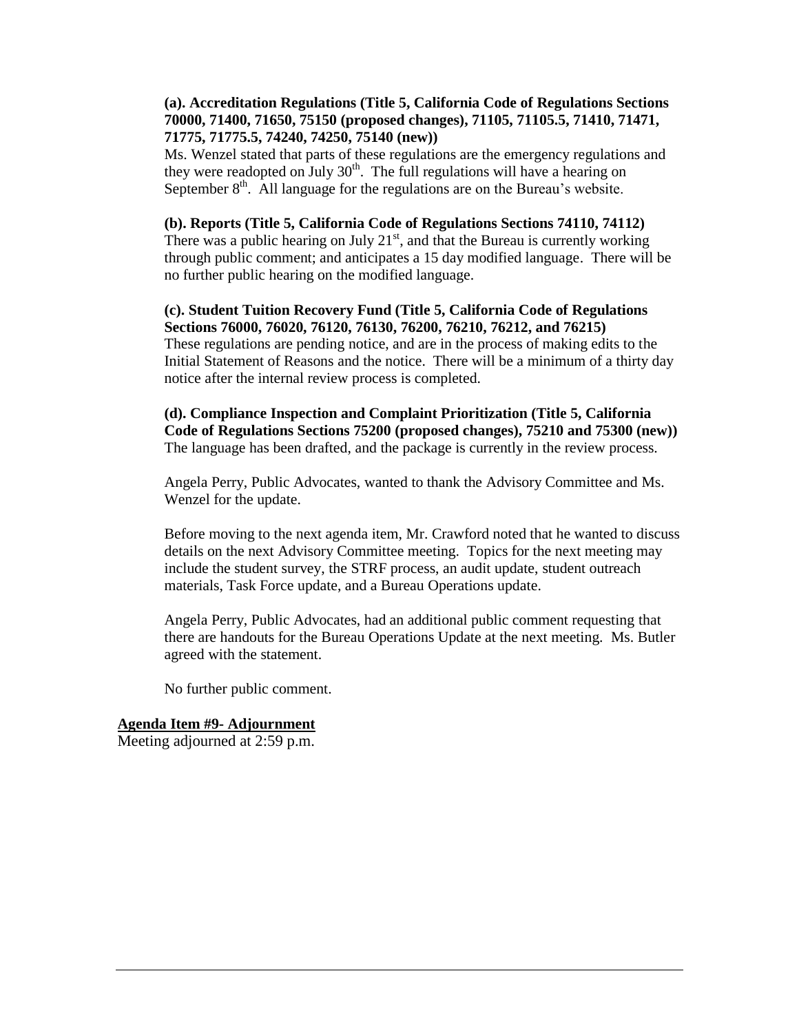**(a). Accreditation Regulations (Title 5, California Code of Regulations Sections 70000, 71400, 71650, 75150 (proposed changes), 71105, 71105.5, 71410, 71471, 71775, 71775.5, 74240, 74250, 75140 (new))**
Ms. Wenzel stated that parts of these regulations are the emergency regulations and they were readopted on July 30th. The full regulations will have a hearing on September 8th. All language for the regulations are on the Bureau's website.

**(b). Reports (Title 5, California Code of Regulations Sections 74110, 74112)**
There was a public hearing on July 21st, and that the Bureau is currently working through public comment; and anticipates a 15 day modified language. There will be no further public hearing on the modified language.

**(c). Student Tuition Recovery Fund (Title 5, California Code of Regulations Sections 76000, 76020, 76120, 76130, 76200, 76210, 76212, and 76215)**
These regulations are pending notice, and are in the process of making edits to the Initial Statement of Reasons and the notice. There will be a minimum of a thirty day notice after the internal review process is completed.

**(d). Compliance Inspection and Complaint Prioritization (Title 5, California Code of Regulations Sections 75200 (proposed changes), 75210 and 75300 (new))**
The language has been drafted, and the package is currently in the review process.

Angela Perry, Public Advocates, wanted to thank the Advisory Committee and Ms. Wenzel for the update.

Before moving to the next agenda item, Mr. Crawford noted that he wanted to discuss details on the next Advisory Committee meeting. Topics for the next meeting may include the student survey, the STRF process, an audit update, student outreach materials, Task Force update, and a Bureau Operations update.

Angela Perry, Public Advocates, had an additional public comment requesting that there are handouts for the Bureau Operations Update at the next meeting. Ms. Butler agreed with the statement.

No further public comment.

**Agenda Item #9- Adjournment**
Meeting adjourned at 2:59 p.m.